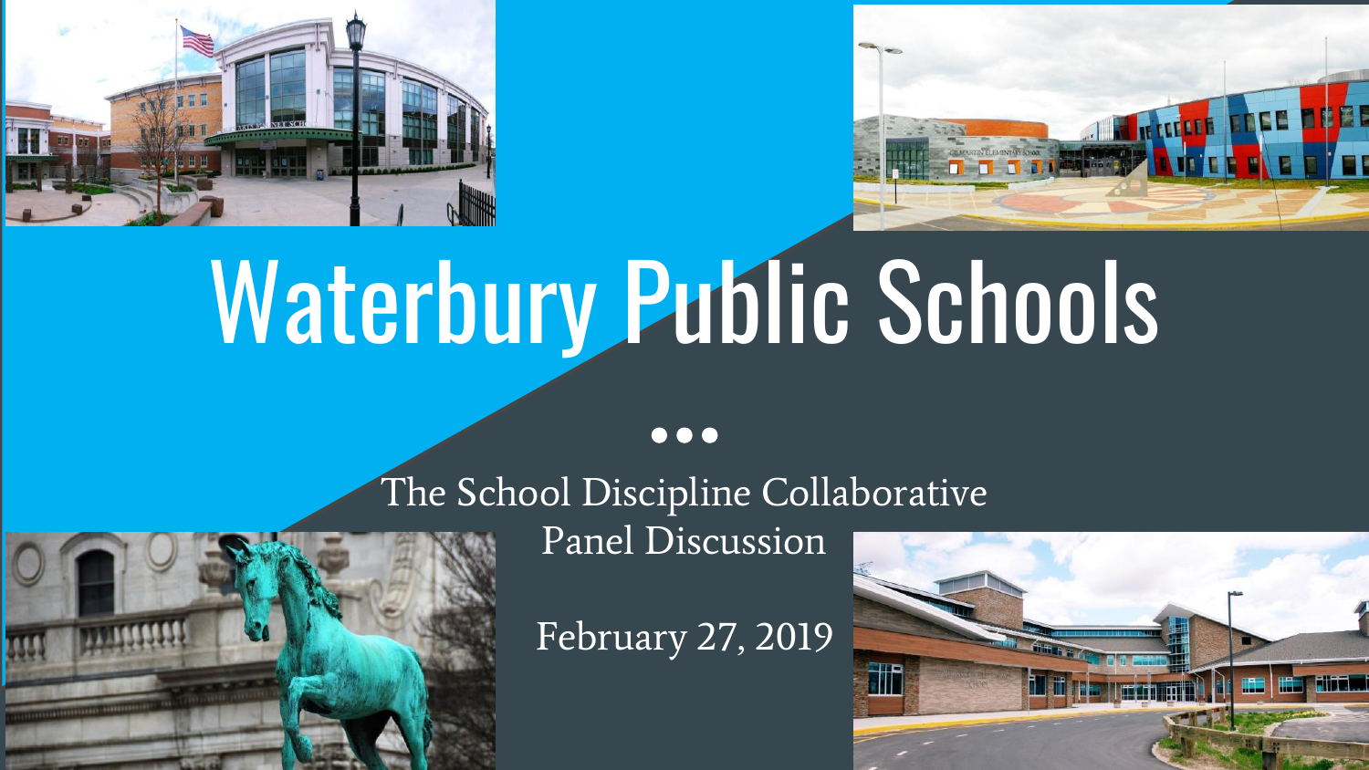# Waterbury Public Schools

The School Discipline Collaborative
Panel Discussion

February 27, 2019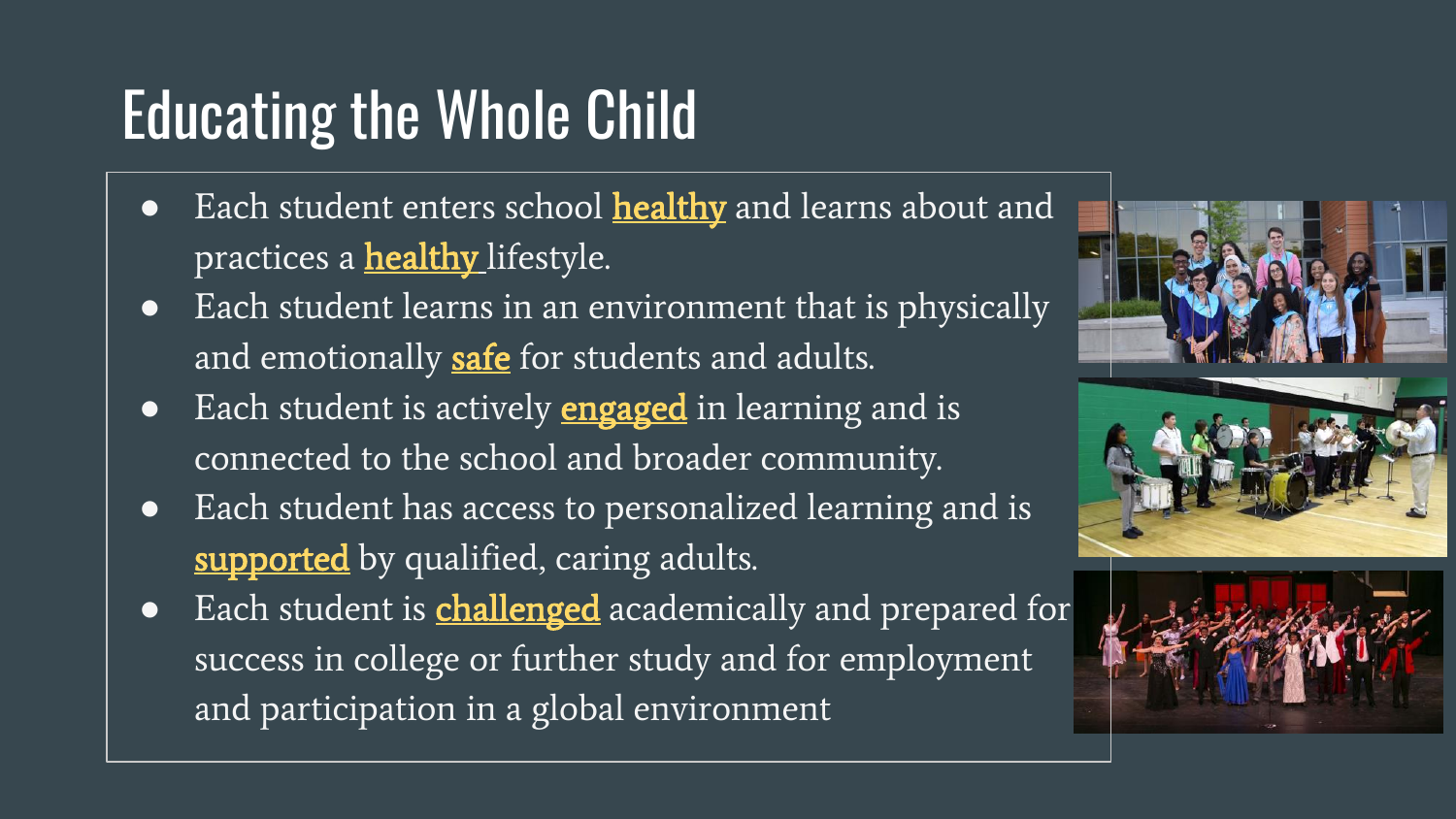# Educating the Whole Child

- Each student enters school **healthy** and learns about and practices a **healthy** lifestyle.
- Each student learns in an environment that is physically and emotionally **safe** for students and adults.
- Each student is actively **engaged** in learning and is connected to the school and broader community.
- Each student has access to personalized learning and is **supported** by qualified, caring adults.
- Each student is **challenged** academically and prepared for success in college or further study and for employment and participation in a global environment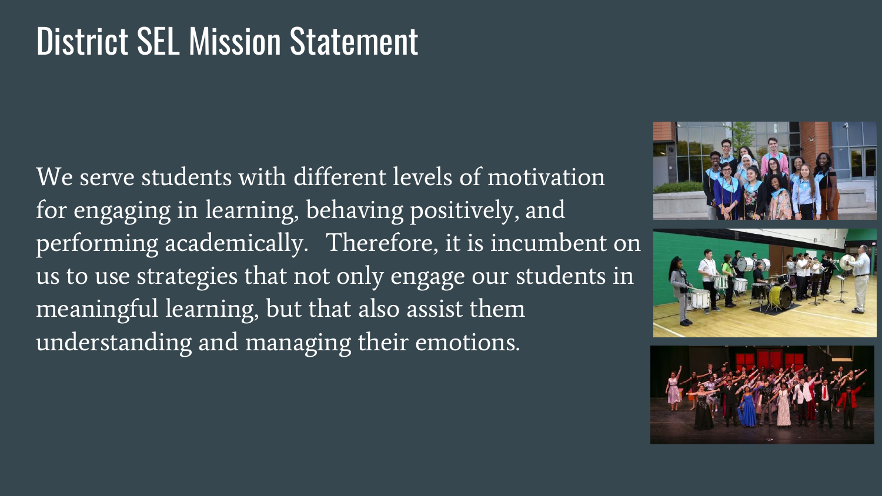# District SEL Mission Statement

We serve students with different levels of motivation for engaging in learning, behaving positively, and performing academically. Therefore, it is incumbent on us to use strategies that not only engage our students in meaningful learning, but that also assist them understanding and managing their emotions.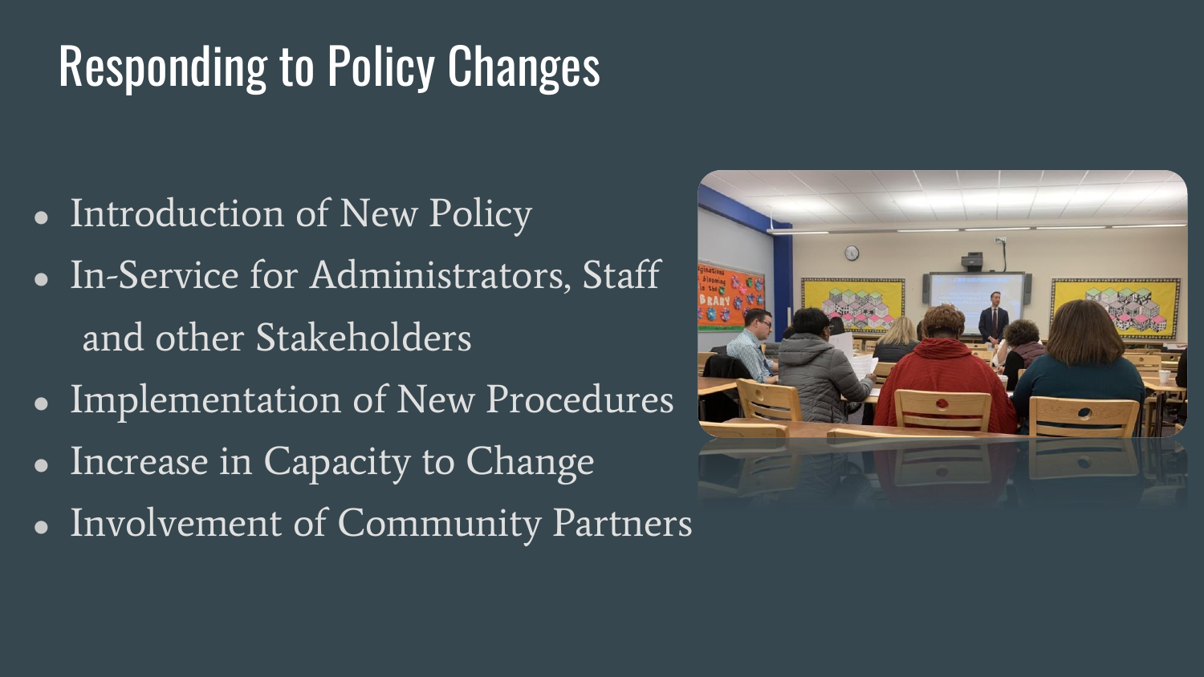# Responding to Policy Changes

- Introduction of New Policy
- In-Service for Administrators, Staff and other Stakeholders
- Implementation of New Procedures
- Increase in Capacity to Change
- Involvement of Community Partners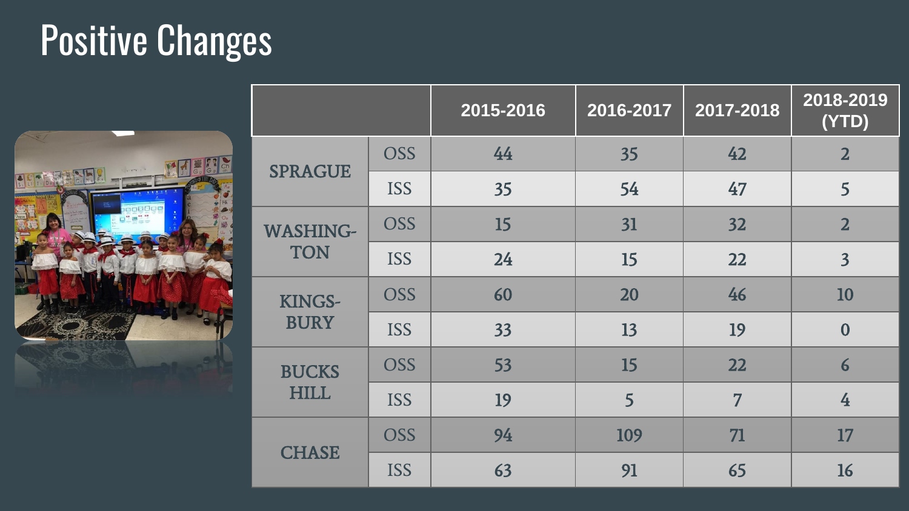# Positive Changes

| | | 2015-2016 | 2016-2017 | 2017-2018 | 2018-2019 (YTD) |
|---|---|---|---|---|---|
| SPRAGUE | OSS | 44 | 35 | 42 | 2 |
| | ISS | 35 | 54 | 47 | 5 |
| WASHING-TON | OSS | 15 | 31 | 32 | 2 |
| | ISS | 24 | 15 | 22 | 3 |
| KINGS-BURY | OSS | 60 | 20 | 46 | 10 |
| | ISS | 33 | 13 | 19 | 0 |
| BUCKS HILL | OSS | 53 | 15 | 22 | 6 |
| | ISS | 19 | 5 | 7 | 4 |
| CHASE | OSS | 94 | 109 | 71 | 17 |
| | ISS | 63 | 91 | 65 | 16 |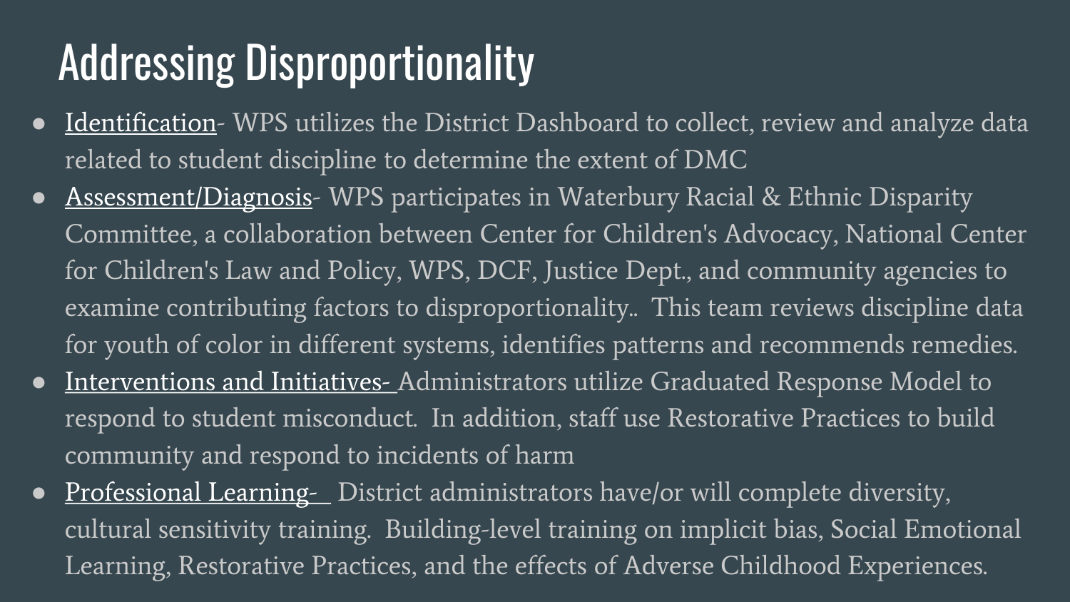# Addressing Disproportionality

- Identification- WPS utilizes the District Dashboard to collect, review and analyze data related to student discipline to determine the extent of DMC
- Assessment/Diagnosis- WPS participates in Waterbury Racial & Ethnic Disparity Committee, a collaboration between Center for Children's Advocacy, National Center for Children's Law and Policy, WPS, DCF, Justice Dept., and community agencies to examine contributing factors to disproportionality.. This team reviews discipline data for youth of color in different systems, identifies patterns and recommends remedies.
- Interventions and Initiatives- Administrators utilize Graduated Response Model to respond to student misconduct. In addition, staff use Restorative Practices to build community and respond to incidents of harm
- Professional Learning- District administrators have/or will complete diversity, cultural sensitivity training. Building-level training on implicit bias, Social Emotional Learning, Restorative Practices, and the effects of Adverse Childhood Experiences.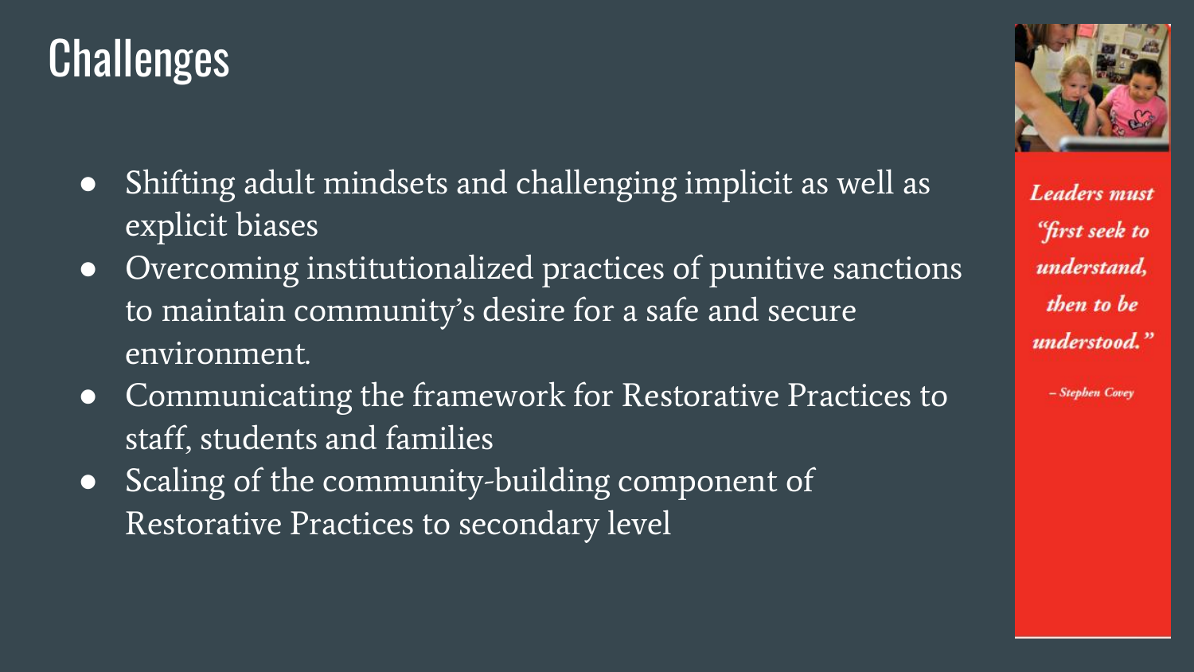# Challenges

- Shifting adult mindsets and challenging implicit as well as explicit biases
- Overcoming institutionalized practices of punitive sanctions to maintain community's desire for a safe and secure environment.
- Communicating the framework for Restorative Practices to staff, students and families
- Scaling of the community-building component of Restorative Practices to secondary level

***Leaders must "first seek to understand, then to be understood."***

*– Stephen Covey*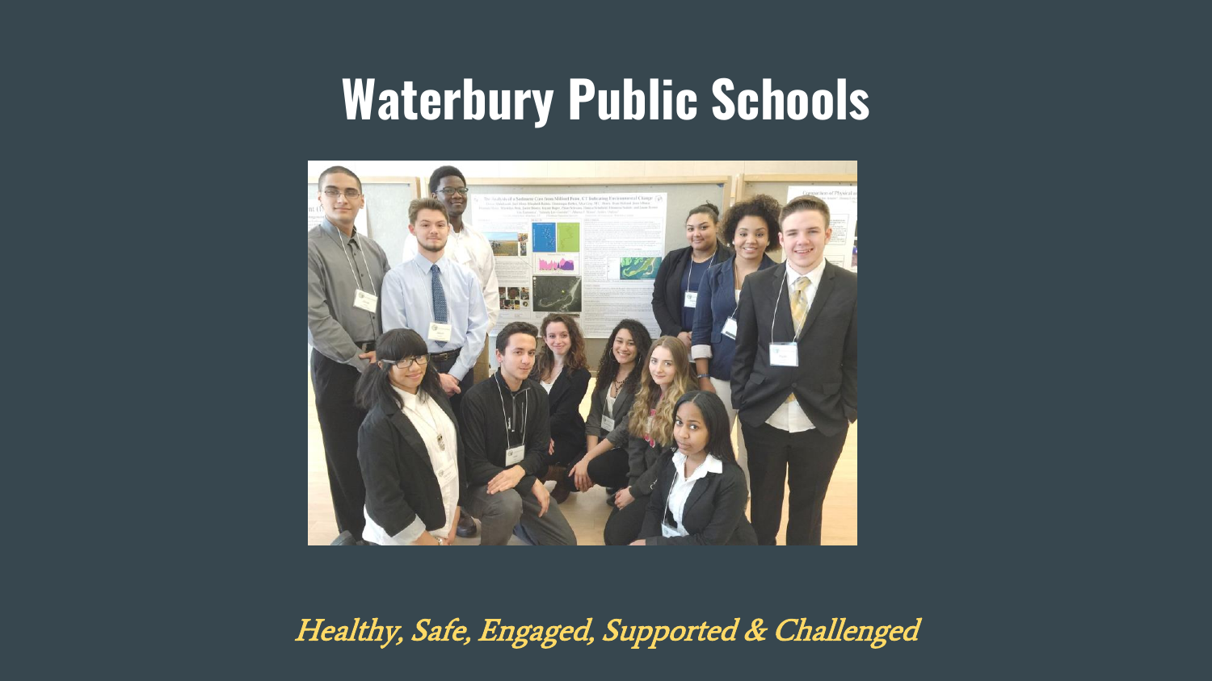# Waterbury Public Schools

*Healthy, Safe, Engaged, Supported & Challenged*